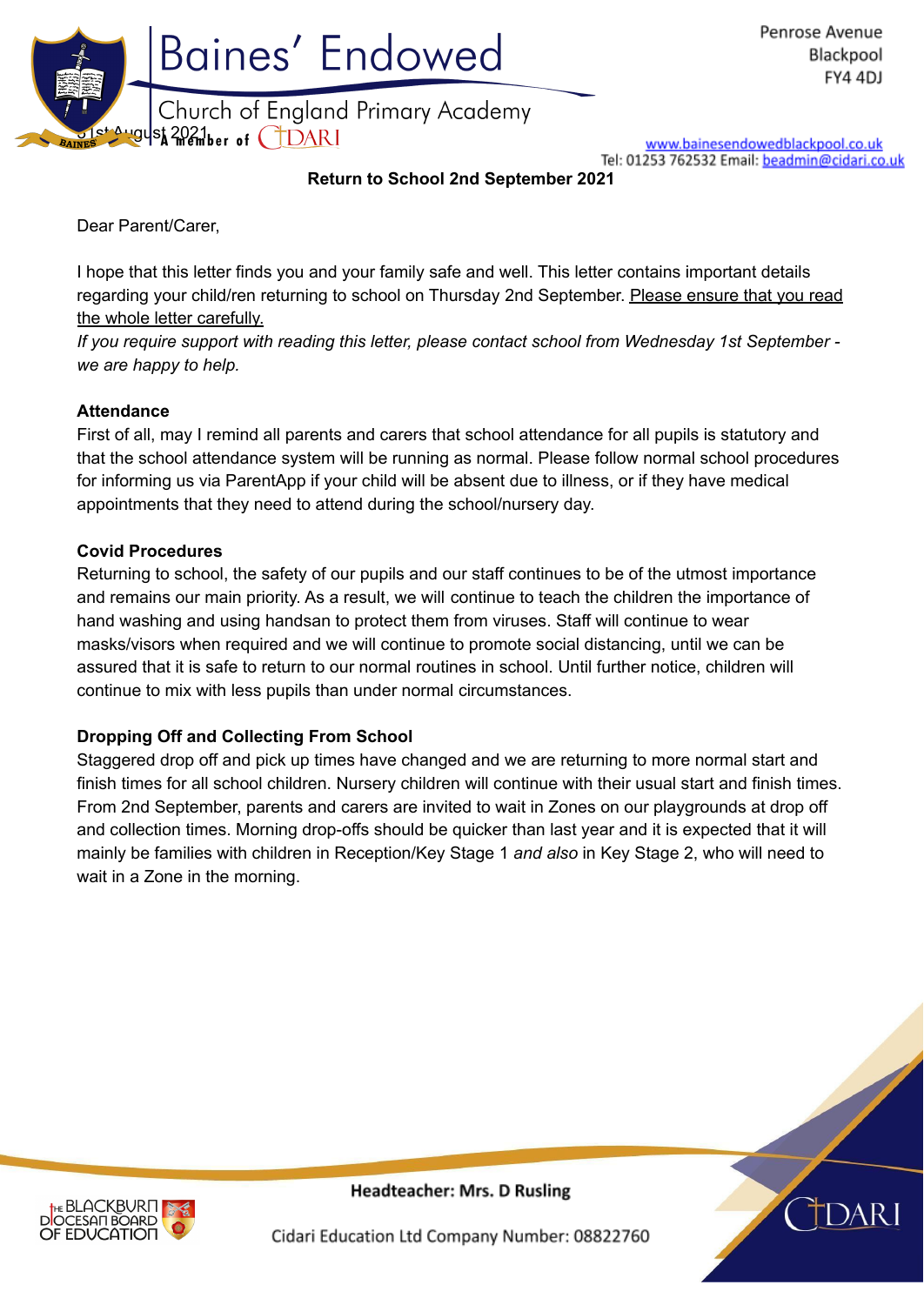Baines' Endowed
Church of England Primary Academy
A member of CIDARI

Penrose Avenue
Blackpool
FY4 4DJ

www.bainesendowedblackpool.co.uk
Tel: 01253 762532 Email: beadmin@cidari.co.uk

31st August 2021

**Return to School 2nd September 2021**

Dear Parent/Carer,

I hope that this letter finds you and your family safe and well. This letter contains important details regarding your child/ren returning to school on Thursday 2nd September. Please ensure that you read the whole letter carefully.

*If you require support with reading this letter, please contact school from Wednesday 1st September - we are happy to help.*

**Attendance**

First of all, may I remind all parents and carers that school attendance for all pupils is statutory and that the school attendance system will be running as normal. Please follow normal school procedures for informing us via ParentApp if your child will be absent due to illness, or if they have medical appointments that they need to attend during the school/nursery day.

**Covid Procedures**

Returning to school, the safety of our pupils and our staff continues to be of the utmost importance and remains our main priority. As a result, we will continue to teach the children the importance of hand washing and using handsan to protect them from viruses. Staff will continue to wear masks/visors when required and we will continue to promote social distancing, until we can be assured that it is safe to return to our normal routines in school. Until further notice, children will continue to mix with less pupils than under normal circumstances.

**Dropping Off and Collecting From School**

Staggered drop off and pick up times have changed and we are returning to more normal start and finish times for all school children. Nursery children will continue with their usual start and finish times. From 2nd September, parents and carers are invited to wait in Zones on our playgrounds at drop off and collection times. Morning drop-offs should be quicker than last year and it is expected that it will mainly be families with children in Reception/Key Stage 1 *and also* in Key Stage 2, who will need to wait in a Zone in the morning.

Headteacher: Mrs. D Rusling

Cidari Education Ltd Company Number: 08822760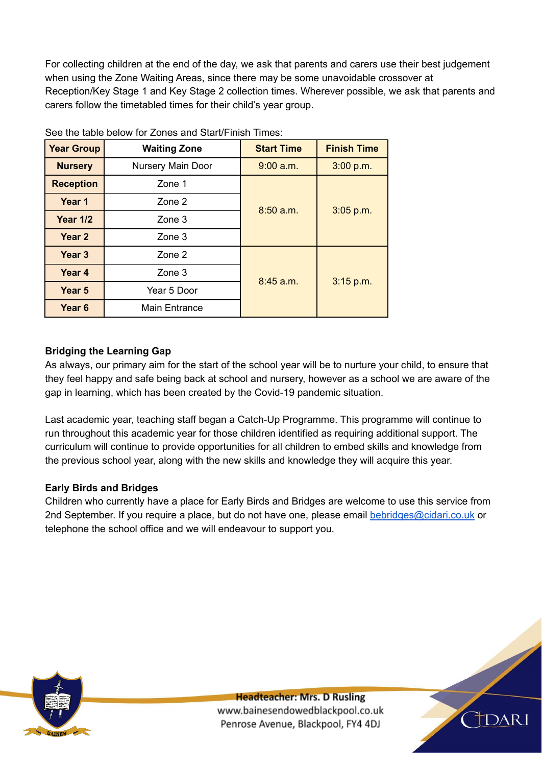For collecting children at the end of the day, we ask that parents and carers use their best judgement when using the Zone Waiting Areas, since there may be some unavoidable crossover at Reception/Key Stage 1 and Key Stage 2 collection times. Wherever possible, we ask that parents and carers follow the timetabled times for their child's year group.

See the table below for Zones and Start/Finish Times:

| Year Group | Waiting Zone | Start Time | Finish Time |
|---|---|---|---|
| Nursery | Nursery Main Door | 9:00 a.m. | 3:00 p.m. |
| Reception | Zone 1 | 8:50 a.m. | 3:05 p.m. |
| Year 1 | Zone 2 | | |
| Year 1/2 | Zone 3 | | |
| Year 2 | Zone 3 | | |
| Year 3 | Zone 2 | 8:45 a.m. | 3:15 p.m. |
| Year 4 | Zone 3 | | |
| Year 5 | Year 5 Door | | |
| Year 6 | Main Entrance | | |

**Bridging the Learning Gap**

As always, our primary aim for the start of the school year will be to nurture your child, to ensure that they feel happy and safe being back at school and nursery, however as a school we are aware of the gap in learning, which has been created by the Covid-19 pandemic situation.

Last academic year, teaching staff began a Catch-Up Programme. This programme will continue to run throughout this academic year for those children identified as requiring additional support. The curriculum will continue to provide opportunities for all children to embed skills and knowledge from the previous school year, along with the new skills and knowledge they will acquire this year.

**Early Birds and Bridges**

Children who currently have a place for Early Birds and Bridges are welcome to use this service from 2nd September. If you require a place, but do not have one, please email bebridges@cidari.co.uk or telephone the school office and we will endeavour to support you.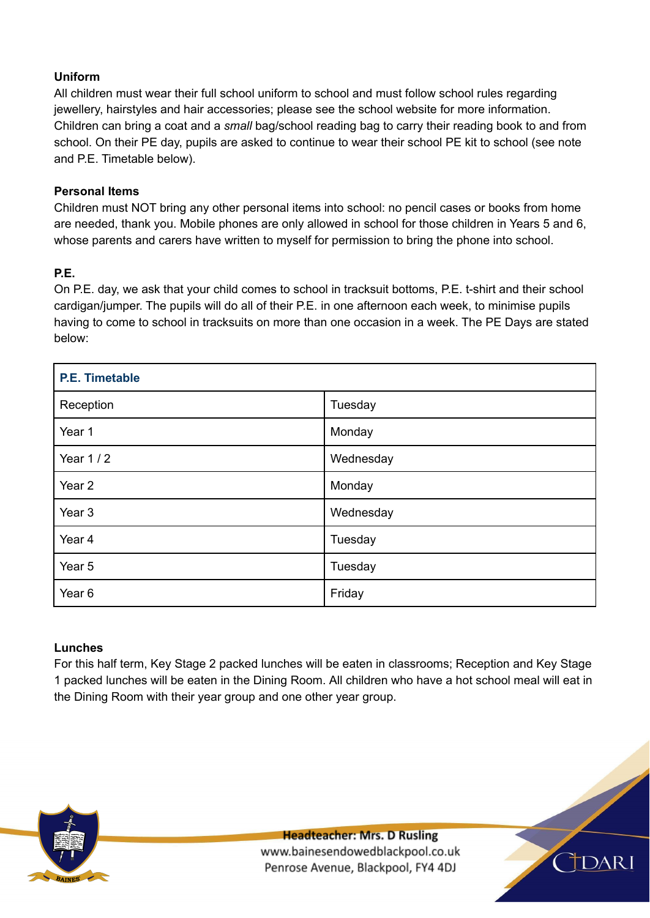**Uniform**

All children must wear their full school uniform to school and must follow school rules regarding jewellery, hairstyles and hair accessories; please see the school website for more information. Children can bring a coat and a *small* bag/school reading bag to carry their reading book to and from school. On their PE day, pupils are asked to continue to wear their school PE kit to school (see note and P.E. Timetable below).

**Personal Items**

Children must NOT bring any other personal items into school: no pencil cases or books from home are needed, thank you. Mobile phones are only allowed in school for those children in Years 5 and 6, whose parents and carers have written to myself for permission to bring the phone into school.

**P.E.**

On P.E. day, we ask that your child comes to school in tracksuit bottoms, P.E. t-shirt and their school cardigan/jumper. The pupils will do all of their P.E. in one afternoon each week, to minimise pupils having to come to school in tracksuits on more than one occasion in a week. The PE Days are stated below:

| **P.E. Timetable** | |
|---|---|
| Reception | Tuesday |
| Year 1 | Monday |
| Year 1 / 2 | Wednesday |
| Year 2 | Monday |
| Year 3 | Wednesday |
| Year 4 | Tuesday |
| Year 5 | Tuesday |
| Year 6 | Friday |

**Lunches**

For this half term, Key Stage 2 packed lunches will be eaten in classrooms; Reception and Key Stage 1 packed lunches will be eaten in the Dining Room. All children who have a hot school meal will eat in the Dining Room with their year group and one other year group.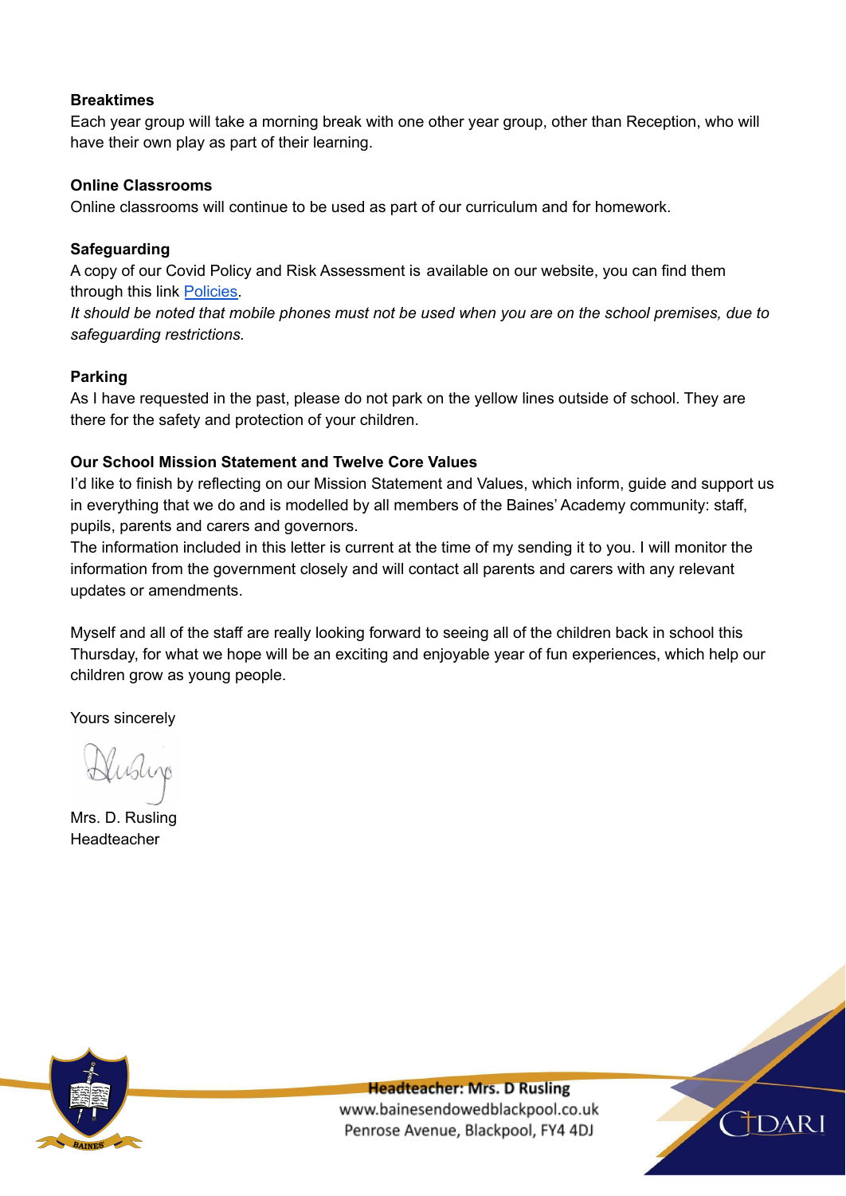**Breaktimes**

Each year group will take a morning break with one other year group, other than Reception, who will have their own play as part of their learning.

**Online Classrooms**

Online classrooms will continue to be used as part of our curriculum and for homework.

**Safeguarding**

A copy of our Covid Policy and Risk Assessment is available on our website, you can find them through this link [Policies](Policies).

*It should be noted that mobile phones must not be used when you are on the school premises, due to safeguarding restrictions.*

**Parking**

As I have requested in the past, please do not park on the yellow lines outside of school. They are there for the safety and protection of your children.

**Our School Mission Statement and Twelve Core Values**

I'd like to finish by reflecting on our Mission Statement and Values, which inform, guide and support us in everything that we do and is modelled by all members of the Baines' Academy community: staff, pupils, parents and carers and governors.

The information included in this letter is current at the time of my sending it to you. I will monitor the information from the government closely and will contact all parents and carers with any relevant updates or amendments.

Myself and all of the staff are really looking forward to seeing all of the children back in school this Thursday, for what we hope will be an exciting and enjoyable year of fun experiences, which help our children grow as young people.

Yours sincerely

Mrs. D. Rusling
Headteacher

**Headteacher: Mrs. D Rusling**
www.bainesendowedblackpool.co.uk
Penrose Avenue, Blackpool, FY4 4DJ